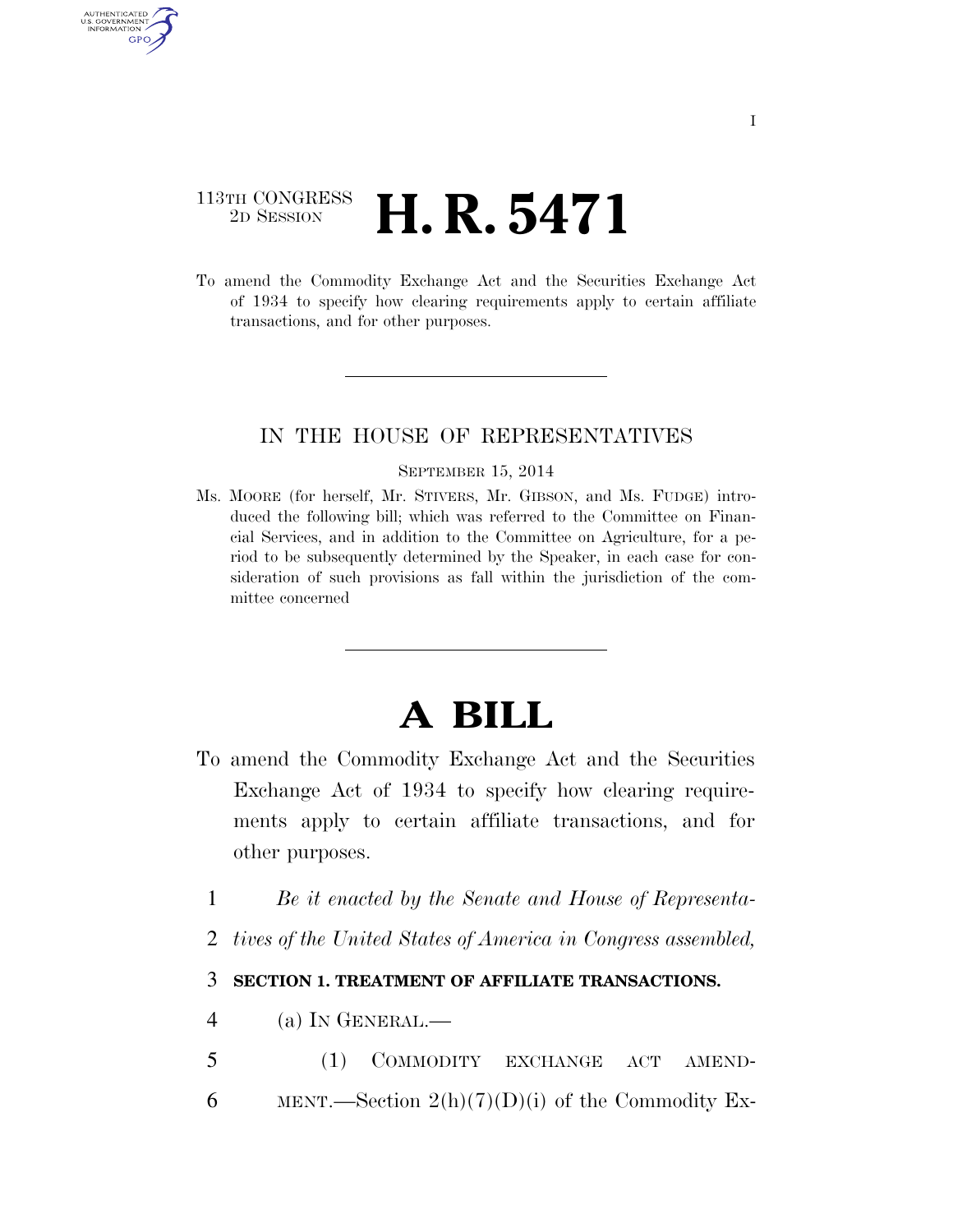113TH CONGRESS
2D SESSION

# H. R. 5471

To amend the Commodity Exchange Act and the Securities Exchange Act of 1934 to specify how clearing requirements apply to certain affiliate transactions, and for other purposes.

---

IN THE HOUSE OF REPRESENTATIVES

SEPTEMBER 15, 2014

Ms. MOORE (for herself, Mr. STIVERS, Mr. GIBSON, and Ms. FUDGE) introduced the following bill; which was referred to the Committee on Financial Services, and in addition to the Committee on Agriculture, for a period to be subsequently determined by the Speaker, in each case for consideration of such provisions as fall within the jurisdiction of the committee concerned

---

# A BILL

To amend the Commodity Exchange Act and the Securities Exchange Act of 1934 to specify how clearing requirements apply to certain affiliate transactions, and for other purposes.

1 *Be it enacted by the Senate and House of Representa-*
2 *tives of the United States of America in Congress assembled,*

3 **SECTION 1. TREATMENT OF AFFILIATE TRANSACTIONS.**

4 (a) IN GENERAL.—

5 (1) COMMODITY EXCHANGE ACT AMEND-
6 MENT.—Section 2(h)(7)(D)(i) of the Commodity Ex-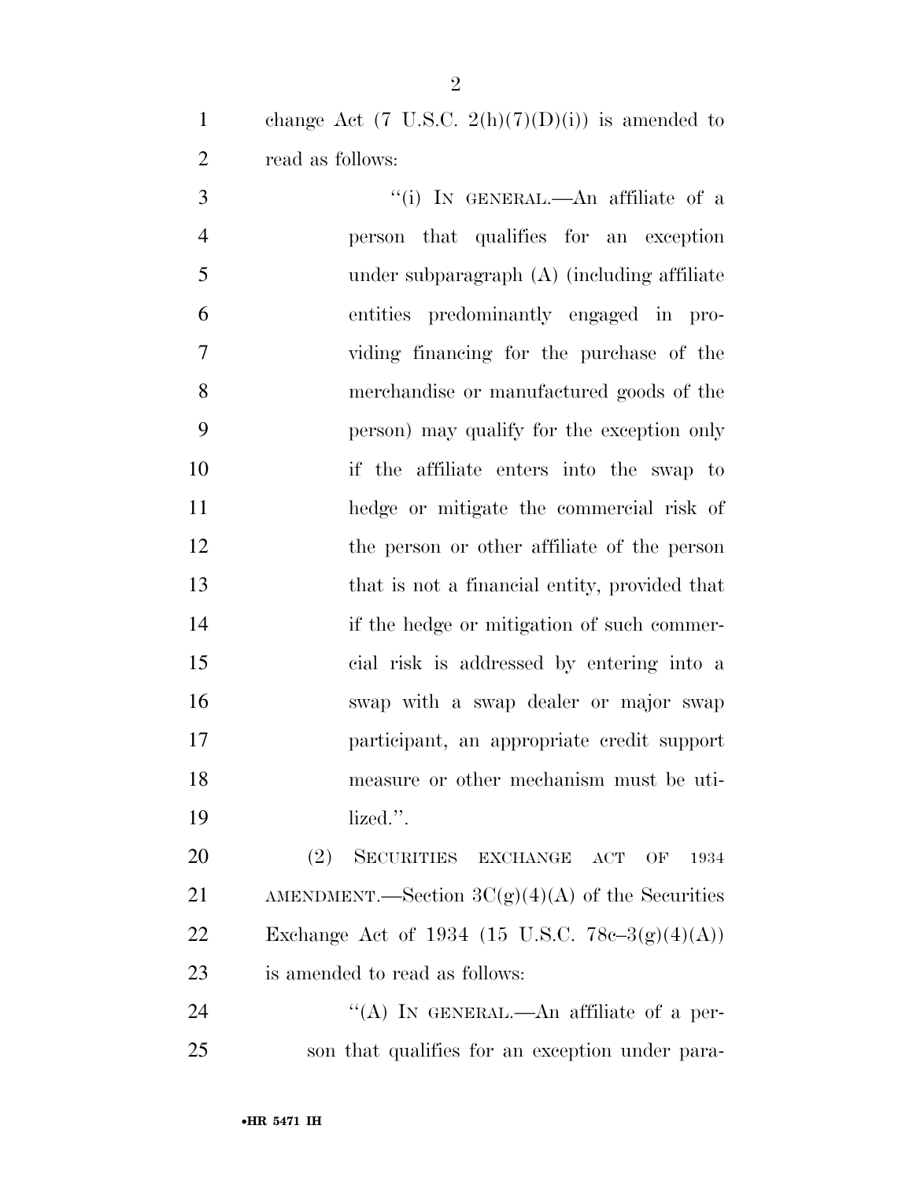change Act (7 U.S.C. 2(h)(7)(D)(i)) is amended to read as follows:

"(i) IN GENERAL.—An affiliate of a person that qualifies for an exception under subparagraph (A) (including affiliate entities predominantly engaged in providing financing for the purchase of the merchandise or manufactured goods of the person) may qualify for the exception only if the affiliate enters into the swap to hedge or mitigate the commercial risk of the person or other affiliate of the person that is not a financial entity, provided that if the hedge or mitigation of such commercial risk is addressed by entering into a swap with a swap dealer or major swap participant, an appropriate credit support measure or other mechanism must be utilized.".

(2) SECURITIES EXCHANGE ACT OF 1934 AMENDMENT.—Section 3C(g)(4)(A) of the Securities Exchange Act of 1934 (15 U.S.C. 78c–3(g)(4)(A)) is amended to read as follows:

"(A) IN GENERAL.—An affiliate of a person that qualifies for an exception under para-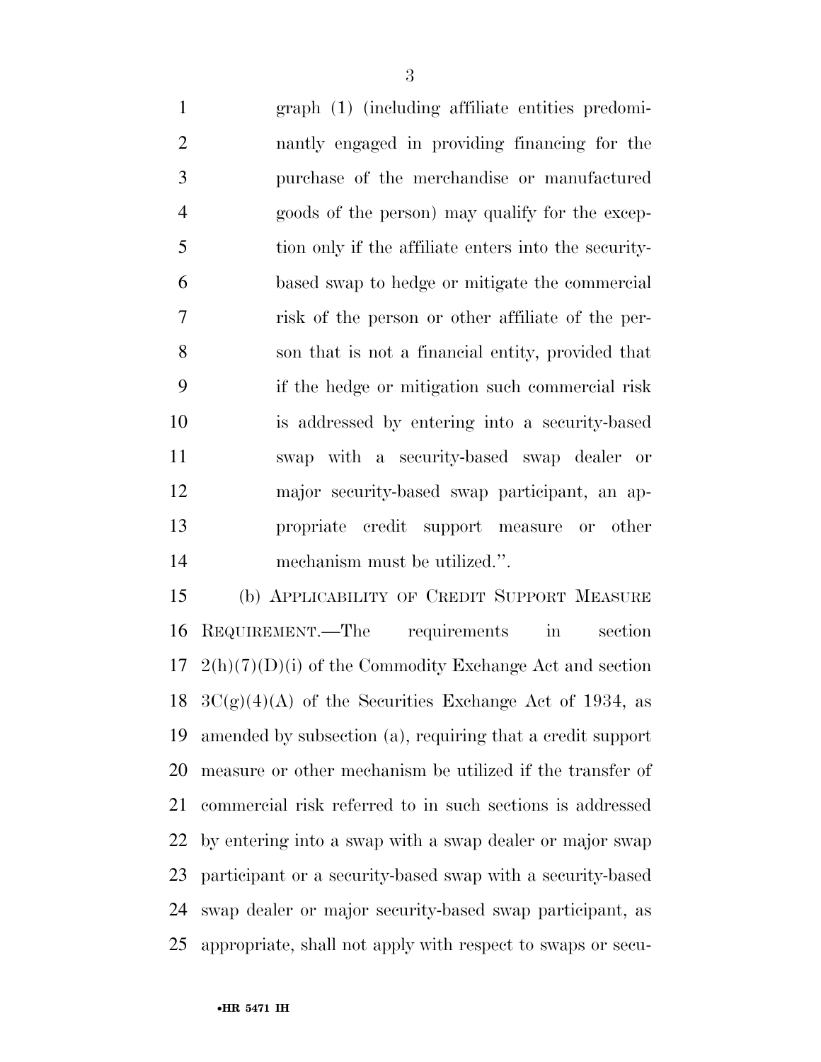graph (1) (including affiliate entities predominantly engaged in providing financing for the purchase of the merchandise or manufactured goods of the person) may qualify for the exception only if the affiliate enters into the security-based swap to hedge or mitigate the commercial risk of the person or other affiliate of the person that is not a financial entity, provided that if the hedge or mitigation such commercial risk is addressed by entering into a security-based swap with a security-based swap dealer or major security-based swap participant, an appropriate credit support measure or other mechanism must be utilized.''.

(b) APPLICABILITY OF CREDIT SUPPORT MEASURE REQUIREMENT.—The requirements in section 2(h)(7)(D)(i) of the Commodity Exchange Act and section 3C(g)(4)(A) of the Securities Exchange Act of 1934, as amended by subsection (a), requiring that a credit support measure or other mechanism be utilized if the transfer of commercial risk referred to in such sections is addressed by entering into a swap with a swap dealer or major swap participant or a security-based swap with a security-based swap dealer or major security-based swap participant, as appropriate, shall not apply with respect to swaps or secu-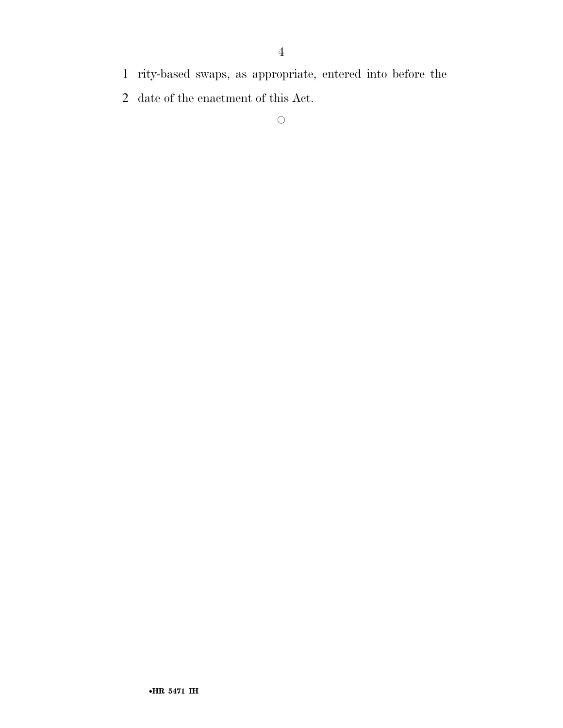rity-based swaps, as appropriate, entered into before the date of the enactment of this Act.